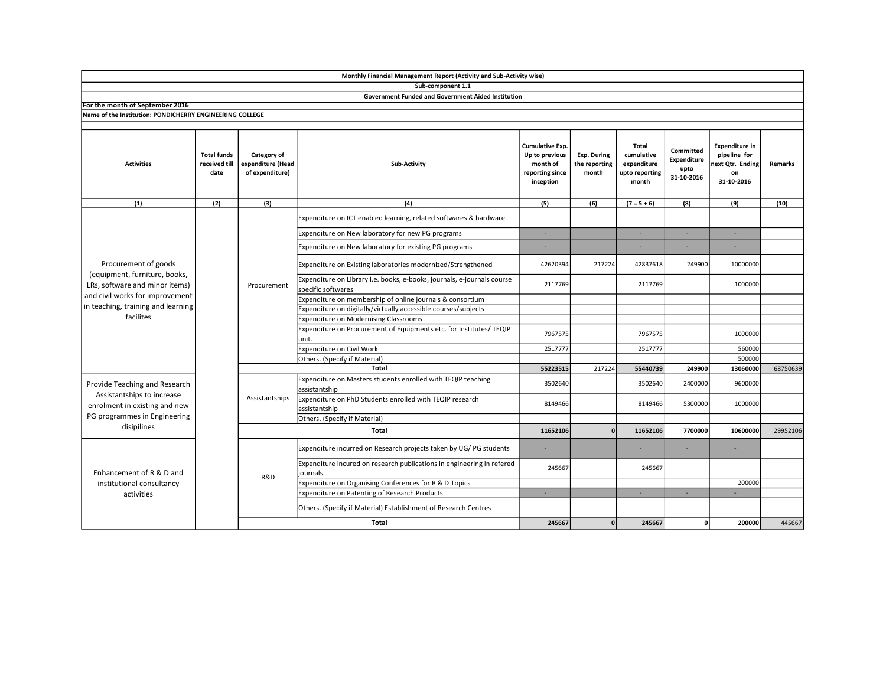**Monthly Financial Management Report (Activity and Sub-Activity wise)**

**Sub-component 1.1**

**Government Funded and Government Aided Institution**

**For the month of September 2016**

**Name of the Institution: PONDICHERRY ENGINEERING COLLEGE**

| Activities | Total funds received till date | Category of expenditure (Head of expenditure) | Sub-Activity | Cumulative Exp. Up to previous month of reporting since inception | Exp. During the reporting month | Total cumulative expenditure upto reporting month | Committed Expenditure upto 31-10-2016 | Expenditure in pipeline for next Qtr. Ending on 31-10-2016 | Remarks |
|---|---|---|---|---|---|---|---|---|---|
| (1) | (2) | (3) | (4) | (5) | (6) | (7 = 5 + 6) | (8) | (9) | (10) |
| Procurement of goods (equipment, furniture, books, LRs, software and minor items) and civil works for improvement in teaching, training and learning facilites | | Procurement | Expenditure on ICT enabled learning, related softwares & hardware. | | | | | | |
| | | | Expenditure on New laboratory for new PG programs | - | | - | - | - | |
| | | | Expenditure on New laboratory for existing PG programs | - | | - | - | - | |
| | | | Expenditure on Existing laboratories modernized/Strengthened | 42620394 | 217224 | 42837618 | 249900 | 10000000 | |
| | | | Expenditure on Library i.e. books, e-books, journals, e-journals course specific softwares | 2117769 | | 2117769 | | 1000000 | |
| | | | Expenditure on membership of online journals & consortium | | | | | | |
| | | | Expenditure on digitally/virtually accessible courses/subjects | | | | | | |
| | | | Expenditure on Modernising Classrooms | | | | | | |
| | | | Expenditure on Procurement of Equipments etc. for Institutes/ TEQIP unit. | 7967575 | | 7967575 | | 1000000 | |
| | | | Expenditure on Civil Work | 2517777 | | 2517777 | | 560000 | |
| | | | Others. (Specify if Material) | | | | | 500000 | |
| | | | **Total** | **55223515** | 217224 | **55440739** | **249900** | **13060000** | 68750639 |
| Provide Teaching and Research Assistantships to increase enrolment in existing and new PG programmes in Engineering disipilines | | Assistantships | Expenditure on Masters students enrolled with TEQIP teaching assistantship | 3502640 | | 3502640 | 2400000 | 9600000 | |
| | | | Expenditure on PhD Students enrolled with TEQIP research assistantship | 8149466 | | 8149466 | 5300000 | 1000000 | |
| | | | Others. (Specify if Material) | | | | | | |
| | | | **Total** | **11652106** | **0** | **11652106** | **7700000** | **10600000** | 29952106 |
| Enhancement of R & D and institutional consultancy activities | | R&D | Expenditure incurred on Research projects taken by UG/ PG students | - | | - | - | - | |
| | | | Expenditure incured on research publications in engineering in refered journals | 245667 | | 245667 | | | |
| | | | Expenditure on Organising Conferences for R & D Topics | | | | | 200000 | |
| | | | Expenditure on Patenting of Research Products | - | | - | - | - | |
| | | | Others. (Specify if Material) Establishment of Research Centres | | | | | | |
| | | | **Total** | **245667** | **0** | **245667** | **0** | **200000** | 445667 |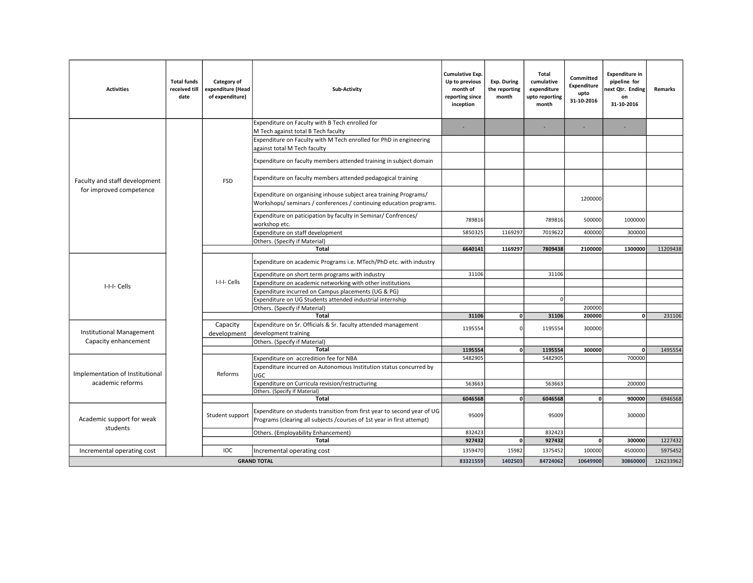| Activities | Total funds received till date | Category of expenditure (Head of expenditure) | Sub-Activity | Cumulative Exp. Up to previous month of reporting since inception | Exp. During the reporting month | Total cumulative expenditure upto reporting month | Committed Expenditure upto 31-10-2016 | Expenditure in pipeline for next Qtr. Ending on 31-10-2016 | Remarks |
|---|---|---|---|---|---|---|---|---|---|
| Faculty and staff development for improved competence | | FSD | Expenditure on Faculty with B Tech enrolled for M Tech against total B Tech faculty | - | | - | - | - | |
| | | | Expenditure on Faculty with M Tech enrolled for PhD in engineering against total M Tech faculty | | | | | | |
| | | | Expenditure on faculty members attended training in subject domain | | | | | | |
| | | | Expenditure on faculty members attended pedagogical training | | | | | | |
| | | | Expenditure on organising inhouse subject area training Programs/ Workshops/ seminars / conferences / continuing education programs. | | | | 1200000 | | |
| | | | Expenditure on paticipation by faculty in Seminar/ Confrences/ workshop etc. | 789816 | | 789816 | 500000 | 1000000 | |
| | | | Expenditure on staff development | 5850325 | 1169297 | 7019622 | 400000 | 300000 | |
| | | | Others. (Specify if Material) | | | | | | |
| | | | **Total** | **6640141** | **1169297** | **7809438** | **2100000** | **1300000** | 11209438 |
| I-I-I- Cells | | I-I-I- Cells | Expenditure on academic Programs i.e. MTech/PhD etc. with industry | | | | | | |
| | | | Expenditure on short term programs with industry | 31106 | | 31106 | | | |
| | | | Expenditure on academic networking with other institutions | | | | | | |
| | | | Expenditure incurred on Campus placements (UG & PG) | | | | | | |
| | | | Expenditure on UG Students attended industrial internship | | | 0 | | | |
| | | | Others. (Specify if Material) | | | | 200000 | | |
| | | | **Total** | **31106** | **0** | **31106** | **200000** | **0** | 231106 |
| Institutional Management Capacity enhancement | | Capacity development | Expenditure on Sr. Officials & Sr. faculty attended management development training | 1195554 | 0 | 1195554 | 300000 | | |
| | | | Others. (Specify if Material) | | | | | | |
| | | | **Total** | **1195554** | **0** | **1195554** | **300000** | **0** | 1495554 |
| Implementation of Institutional academic reforms | | Reforms | Expenditure on accredition fee for NBA | 5482905 | | 5482905 | | 700000 | |
| | | | Expenditure incurred on Autonomous Institution status concurred by UGC | | | | | | |
| | | | Expenditure on Curricula revision/restructuring | 563663 | | 563663 | | 200000 | |
| | | | Others. (Specify if Material) | | | | | | |
| | | | **Total** | **6046568** | **0** | **6046568** | **0** | **900000** | 6946568 |
| Academic support for weak students | | Student support | Expenditure on students transition from first year to second year of UG Programs (clearing all subjects /courses of 1st year in first attempt) | 95009 | | 95009 | | 300000 | |
| | | | Others. (Employability Enhancement) | 832423 | | 832423 | | | |
| | | | **Total** | **927432** | **0** | **927432** | **0** | **300000** | 1227432 |
| Incremental operating cost | | IOC | Incremental operating cost | 1359470 | 15982 | 1375452 | 100000 | 4500000 | 5975452 |
| **GRAND TOTAL** | | | | **83321559** | **1402503** | **84724062** | **10649900** | **30860000** | 126233962 |